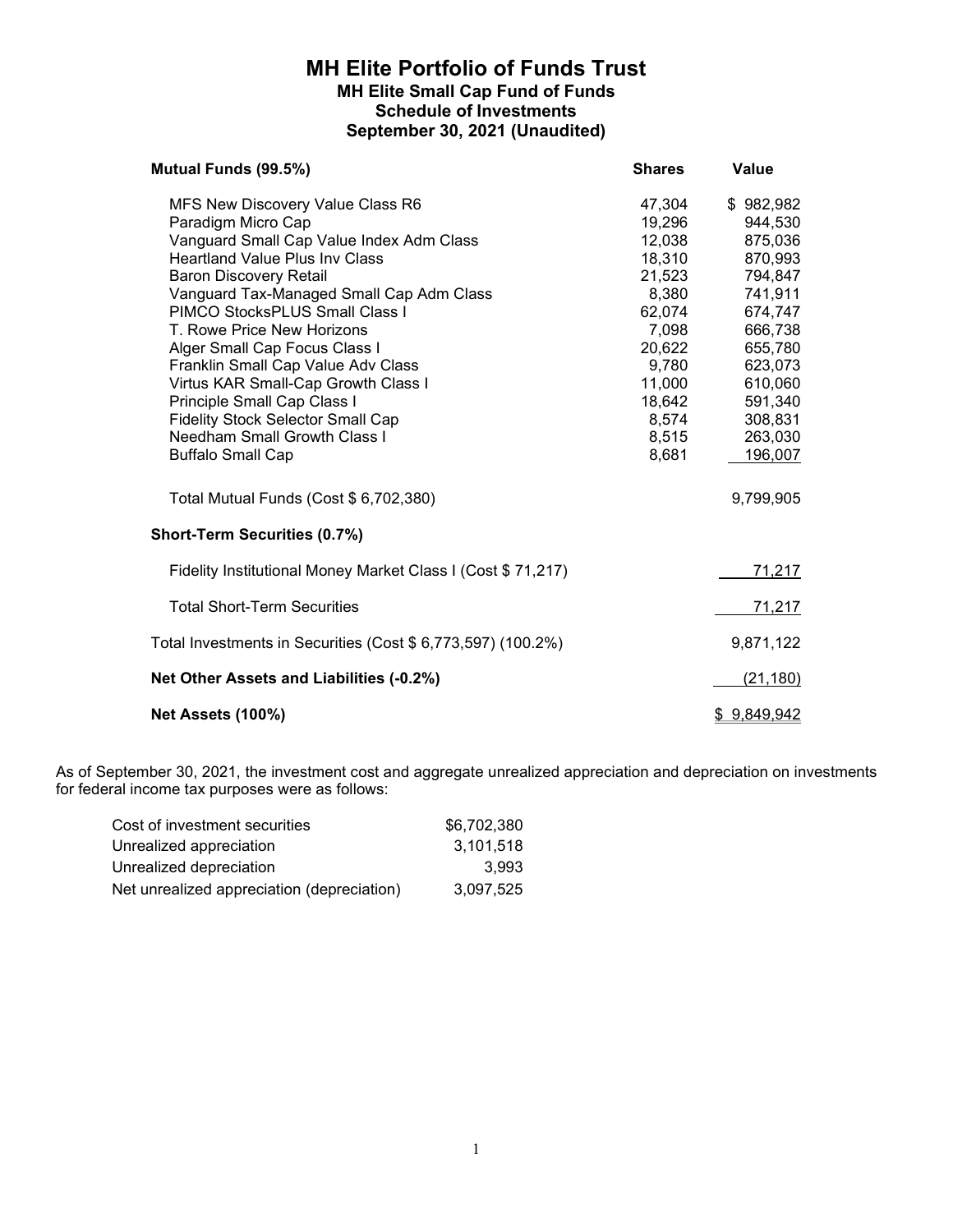# MH Elite Portfolio of Funds Trust

## MH Elite Small Cap Fund of Funds

### Schedule of Investments

### September 30, 2021 (Unaudited)

| **Mutual Funds (99.5%)** | **Shares** | **Value** |
|---|---|---|
| MFS New Discovery Value Class R6 | 47,304 | $ 982,982 |
| Paradigm Micro Cap | 19,296 | 944,530 |
| Vanguard Small Cap Value Index Adm Class | 12,038 | 875,036 |
| Heartland Value Plus Inv Class | 18,310 | 870,993 |
| Baron Discovery Retail | 21,523 | 794,847 |
| Vanguard Tax-Managed Small Cap Adm Class | 8,380 | 741,911 |
| PIMCO StocksPLUS Small Class I | 62,074 | 674,747 |
| T. Rowe Price New Horizons | 7,098 | 666,738 |
| Alger Small Cap Focus Class I | 20,622 | 655,780 |
| Franklin Small Cap Value Adv Class | 9,780 | 623,073 |
| Virtus KAR Small-Cap Growth Class I | 11,000 | 610,060 |
| Principle Small Cap Class I | 18,642 | 591,340 |
| Fidelity Stock Selector Small Cap | 8,574 | 308,831 |
| Needham Small Growth Class I | 8,515 | 263,030 |
| Buffalo Small Cap | 8,681 | 196,007 |
| Total Mutual Funds (Cost $ 6,702,380) | | 9,799,905 |
| **Short-Term Securities (0.7%)** | | |
| Fidelity Institutional Money Market Class I (Cost $ 71,217) | | 71,217 |
| Total Short-Term Securities | | 71,217 |
| Total Investments in Securities (Cost $ 6,773,597) (100.2%) | | 9,871,122 |
| **Net Other Assets and Liabilities (-0.2%)** | | (21,180) |
| **Net Assets (100%)** | | $ 9,849,942 |

As of September 30, 2021, the investment cost and aggregate unrealized appreciation and depreciation on investments for federal income tax purposes were as follows:

| | |
|---|---|
| Cost of investment securities | $6,702,380 |
| Unrealized appreciation | 3,101,518 |
| Unrealized depreciation | 3,993 |
| Net unrealized appreciation (depreciation) | 3,097,525 |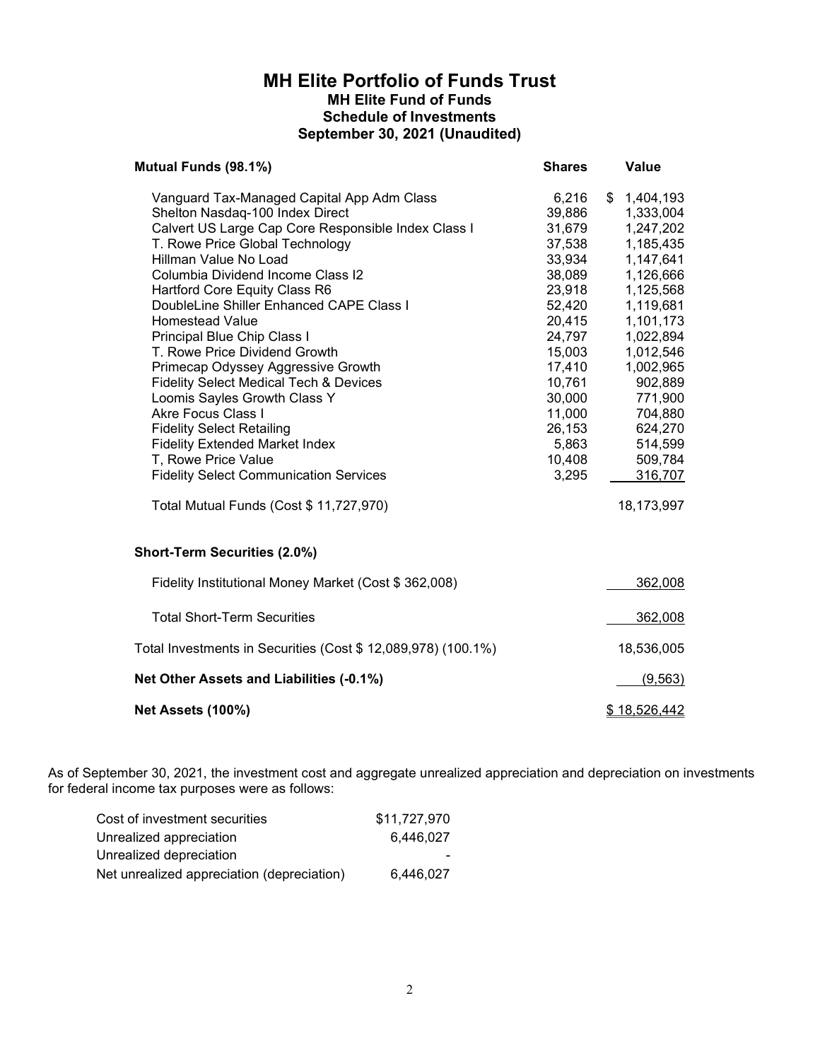# MH Elite Portfolio of Funds Trust

## MH Elite Fund of Funds

### Schedule of Investments

### September 30, 2021 (Unaudited)

| **Mutual Funds (98.1%)** | **Shares** | **Value** |
|---|---|---|
| Vanguard Tax-Managed Capital App Adm Class | 6,216 | $ 1,404,193 |
| Shelton Nasdaq-100 Index Direct | 39,886 | 1,333,004 |
| Calvert US Large Cap Core Responsible Index Class I | 31,679 | 1,247,202 |
| T. Rowe Price Global Technology | 37,538 | 1,185,435 |
| Hillman Value No Load | 33,934 | 1,147,641 |
| Columbia Dividend Income Class I2 | 38,089 | 1,126,666 |
| Hartford Core Equity Class R6 | 23,918 | 1,125,568 |
| DoubleLine Shiller Enhanced CAPE Class I | 52,420 | 1,119,681 |
| Homestead Value | 20,415 | 1,101,173 |
| Principal Blue Chip Class I | 24,797 | 1,022,894 |
| T. Rowe Price Dividend Growth | 15,003 | 1,012,546 |
| Primecap Odyssey Aggressive Growth | 17,410 | 1,002,965 |
| Fidelity Select Medical Tech & Devices | 10,761 | 902,889 |
| Loomis Sayles Growth Class Y | 30,000 | 771,900 |
| Akre Focus Class I | 11,000 | 704,880 |
| Fidelity Select Retailing | 26,153 | 624,270 |
| Fidelity Extended Market Index | 5,863 | 514,599 |
| T, Rowe Price Value | 10,408 | 509,784 |
| Fidelity Select Communication Services | 3,295 | 316,707 |
| Total Mutual Funds (Cost $ 11,727,970) | | 18,173,997 |
| **Short-Term Securities (2.0%)** | | |
| Fidelity Institutional Money Market (Cost $ 362,008) | | 362,008 |
| Total Short-Term Securities | | 362,008 |
| Total Investments in Securities (Cost $ 12,089,978) (100.1%) | | 18,536,005 |
| **Net Other Assets and Liabilities (-0.1%)** | | (9,563) |
| **Net Assets (100%)** | | $ 18,526,442 |

As of September 30, 2021, the investment cost and aggregate unrealized appreciation and depreciation on investments for federal income tax purposes were as follows:

| | |
|---|---|
| Cost of investment securities | $11,727,970 |
| Unrealized appreciation | 6,446,027 |
| Unrealized depreciation | - |
| Net unrealized appreciation (depreciation) | 6,446,027 |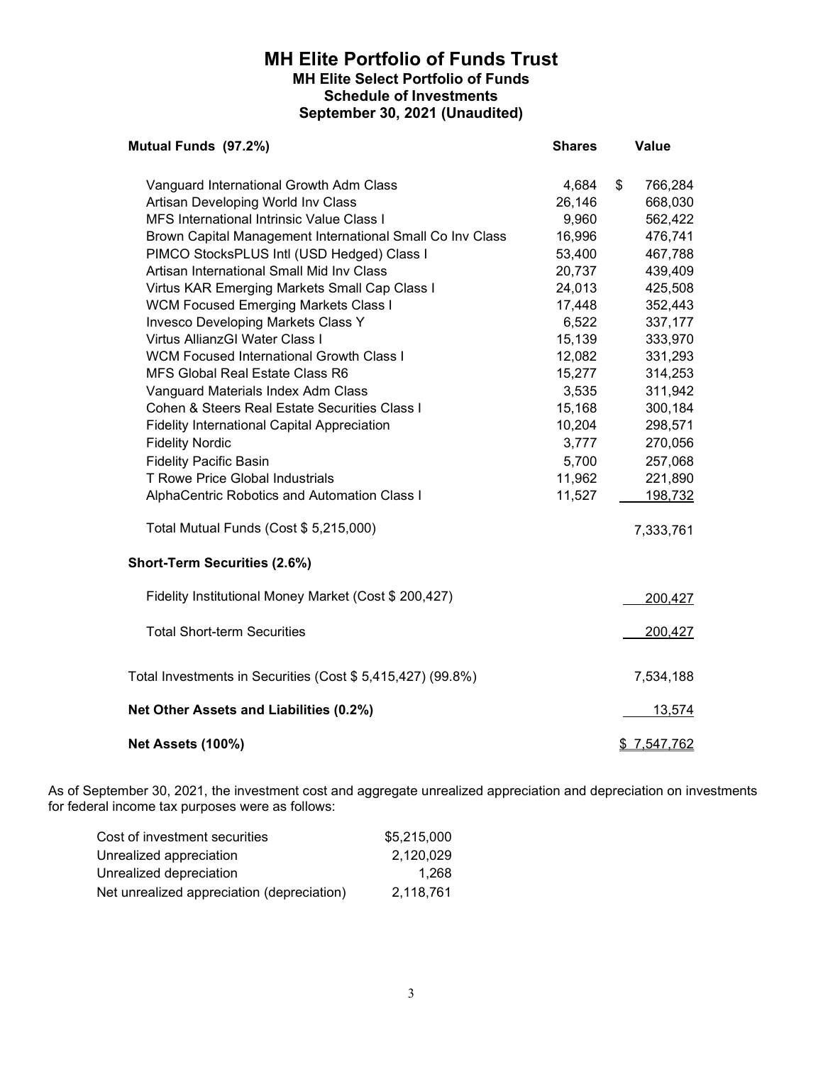# MH Elite Portfolio of Funds Trust

## MH Elite Select Portfolio of Funds

## Schedule of Investments

## September 30, 2021 (Unaudited)

| **Mutual Funds (97.2%)** | **Shares** | **Value** |
|---|---|---|
| Vanguard International Growth Adm Class | 4,684 | $ 766,284 |
| Artisan Developing World Inv Class | 26,146 | 668,030 |
| MFS International Intrinsic Value Class I | 9,960 | 562,422 |
| Brown Capital Management International Small Co Inv Class | 16,996 | 476,741 |
| PIMCO StocksPLUS Intl (USD Hedged) Class I | 53,400 | 467,788 |
| Artisan International Small Mid Inv Class | 20,737 | 439,409 |
| Virtus KAR Emerging Markets Small Cap Class I | 24,013 | 425,508 |
| WCM Focused Emerging Markets Class I | 17,448 | 352,443 |
| Invesco Developing Markets Class Y | 6,522 | 337,177 |
| Virtus AllianzGI Water Class I | 15,139 | 333,970 |
| WCM Focused International Growth Class I | 12,082 | 331,293 |
| MFS Global Real Estate Class R6 | 15,277 | 314,253 |
| Vanguard Materials Index Adm Class | 3,535 | 311,942 |
| Cohen & Steers Real Estate Securities Class I | 15,168 | 300,184 |
| Fidelity International Capital Appreciation | 10,204 | 298,571 |
| Fidelity Nordic | 3,777 | 270,056 |
| Fidelity Pacific Basin | 5,700 | 257,068 |
| T Rowe Price Global Industrials | 11,962 | 221,890 |
| AlphaCentric Robotics and Automation Class I | 11,527 | 198,732 |
| Total Mutual Funds (Cost $ 5,215,000) | | 7,333,761 |
| **Short-Term Securities (2.6%)** | | |
| Fidelity Institutional Money Market (Cost $ 200,427) | | 200,427 |
| Total Short-term Securities | | 200,427 |
| Total Investments in Securities (Cost $ 5,415,427) (99.8%) | | 7,534,188 |
| **Net Other Assets and Liabilities (0.2%)** | | 13,574 |
| **Net Assets (100%)** | | $ 7,547,762 |

As of September 30, 2021, the investment cost and aggregate unrealized appreciation and depreciation on investments for federal income tax purposes were as follows:

| | |
|---|---|
| Cost of investment securities | $5,215,000 |
| Unrealized appreciation | 2,120,029 |
| Unrealized depreciation | 1,268 |
| Net unrealized appreciation (depreciation) | 2,118,761 |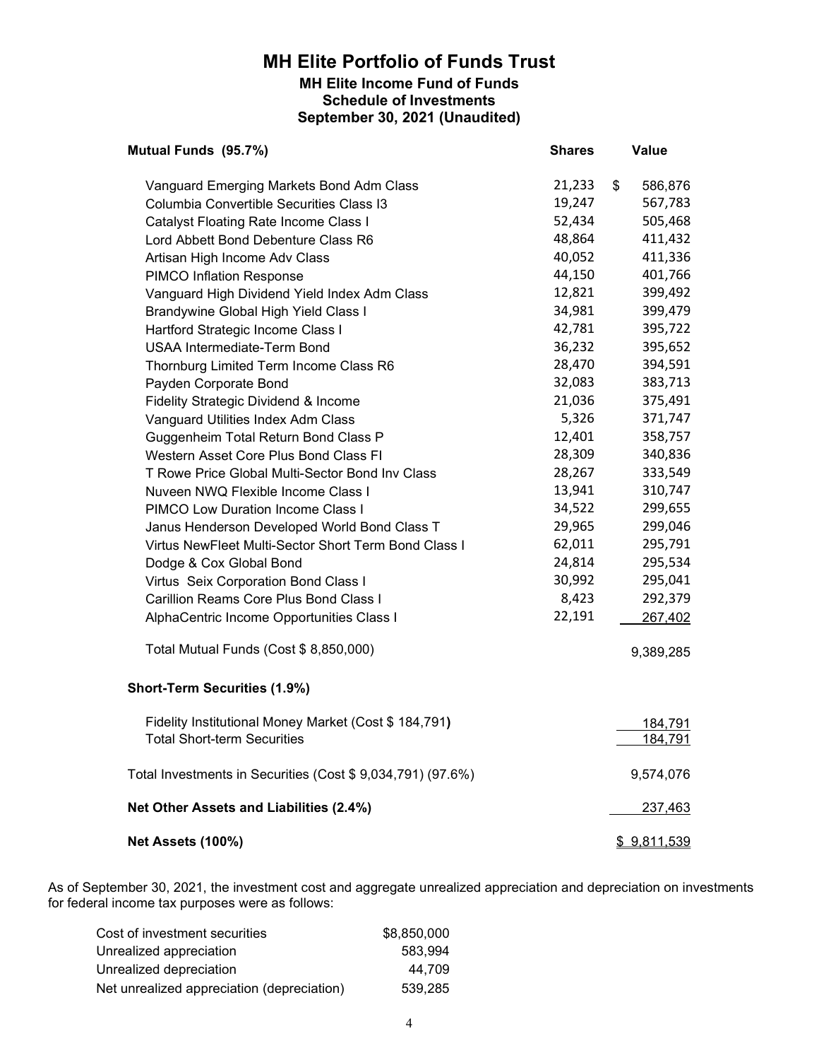# MH Elite Portfolio of Funds Trust

## MH Elite Income Fund of Funds

### Schedule of Investments

### September 30, 2021 (Unaudited)

| **Mutual Funds (95.7%)** | **Shares** | **Value** |
|---|---|---|
| Vanguard Emerging Markets Bond Adm Class | 21,233 | $ 586,876 |
| Columbia Convertible Securities Class I3 | 19,247 | 567,783 |
| Catalyst Floating Rate Income Class I | 52,434 | 505,468 |
| Lord Abbett Bond Debenture Class R6 | 48,864 | 411,432 |
| Artisan High Income Adv Class | 40,052 | 411,336 |
| PIMCO Inflation Response | 44,150 | 401,766 |
| Vanguard High Dividend Yield Index Adm Class | 12,821 | 399,492 |
| Brandywine Global High Yield Class I | 34,981 | 399,479 |
| Hartford Strategic Income Class I | 42,781 | 395,722 |
| USAA Intermediate-Term Bond | 36,232 | 395,652 |
| Thornburg Limited Term Income Class R6 | 28,470 | 394,591 |
| Payden Corporate Bond | 32,083 | 383,713 |
| Fidelity Strategic Dividend & Income | 21,036 | 375,491 |
| Vanguard Utilities Index Adm Class | 5,326 | 371,747 |
| Guggenheim Total Return Bond Class P | 12,401 | 358,757 |
| Western Asset Core Plus Bond Class FI | 28,309 | 340,836 |
| T Rowe Price Global Multi-Sector Bond Inv Class | 28,267 | 333,549 |
| Nuveen NWQ Flexible Income Class I | 13,941 | 310,747 |
| PIMCO Low Duration Income Class I | 34,522 | 299,655 |
| Janus Henderson Developed World Bond Class T | 29,965 | 299,046 |
| Virtus NewFleet Multi-Sector Short Term Bond Class I | 62,011 | 295,791 |
| Dodge & Cox Global Bond | 24,814 | 295,534 |
| Virtus Seix Corporation Bond Class I | 30,992 | 295,041 |
| Carillion Reams Core Plus Bond Class I | 8,423 | 292,379 |
| AlphaCentric Income Opportunities Class I | 22,191 | 267,402 |
| Total Mutual Funds (Cost $ 8,850,000) | | 9,389,285 |
| **Short-Term Securities (1.9%)** | | |
| Fidelity Institutional Money Market (Cost $ 184,791) | | 184,791 |
| Total Short-term Securities | | 184,791 |
| Total Investments in Securities (Cost $ 9,034,791) (97.6%) | | 9,574,076 |
| **Net Other Assets and Liabilities (2.4%)** | | 237,463 |
| **Net Assets (100%)** | | $ 9,811,539 |

As of September 30, 2021, the investment cost and aggregate unrealized appreciation and depreciation on investments for federal income tax purposes were as follows:

| | |
|---|---|
| Cost of investment securities | $8,850,000 |
| Unrealized appreciation | 583,994 |
| Unrealized depreciation | 44,709 |
| Net unrealized appreciation (depreciation) | 539,285 |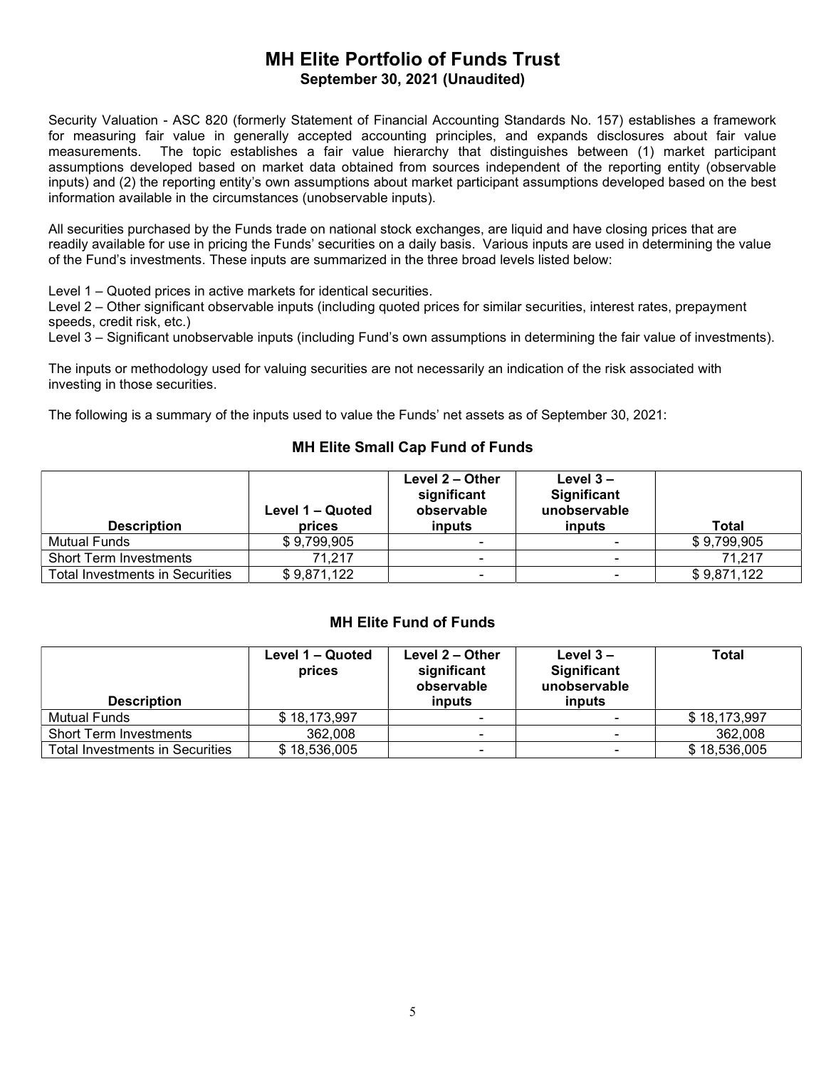# MH Elite Portfolio of Funds Trust

**September 30, 2021 (Unaudited)**

Security Valuation - ASC 820 (formerly Statement of Financial Accounting Standards No. 157) establishes a framework for measuring fair value in generally accepted accounting principles, and expands disclosures about fair value measurements. The topic establishes a fair value hierarchy that distinguishes between (1) market participant assumptions developed based on market data obtained from sources independent of the reporting entity (observable inputs) and (2) the reporting entity's own assumptions about market participant assumptions developed based on the best information available in the circumstances (unobservable inputs).

All securities purchased by the Funds trade on national stock exchanges, are liquid and have closing prices that are readily available for use in pricing the Funds' securities on a daily basis. Various inputs are used in determining the value of the Fund's investments. These inputs are summarized in the three broad levels listed below:

Level 1 – Quoted prices in active markets for identical securities.
Level 2 – Other significant observable inputs (including quoted prices for similar securities, interest rates, prepayment speeds, credit risk, etc.)
Level 3 – Significant unobservable inputs (including Fund's own assumptions in determining the fair value of investments).

The inputs or methodology used for valuing securities are not necessarily an indication of the risk associated with investing in those securities.

The following is a summary of the inputs used to value the Funds' net assets as of September 30, 2021:

### MH Elite Small Cap Fund of Funds

| Description | Level 1 – Quoted prices | Level 2 – Other significant observable inputs | Level 3 – Significant unobservable inputs | Total |
|---|---|---|---|---|
| Mutual Funds | $ 9,799,905 | - | - | $ 9,799,905 |
| Short Term Investments | 71,217 | - | - | 71,217 |
| Total Investments in Securities | $ 9,871,122 | - | - | $ 9,871,122 |

### MH Elite Fund of Funds

| Description | Level 1 – Quoted prices | Level 2 – Other significant observable inputs | Level 3 – Significant unobservable inputs | Total |
|---|---|---|---|---|
| Mutual Funds | $ 18,173,997 | - | - | $ 18,173,997 |
| Short Term Investments | 362,008 | - | - | 362,008 |
| Total Investments in Securities | $ 18,536,005 | - | - | $ 18,536,005 |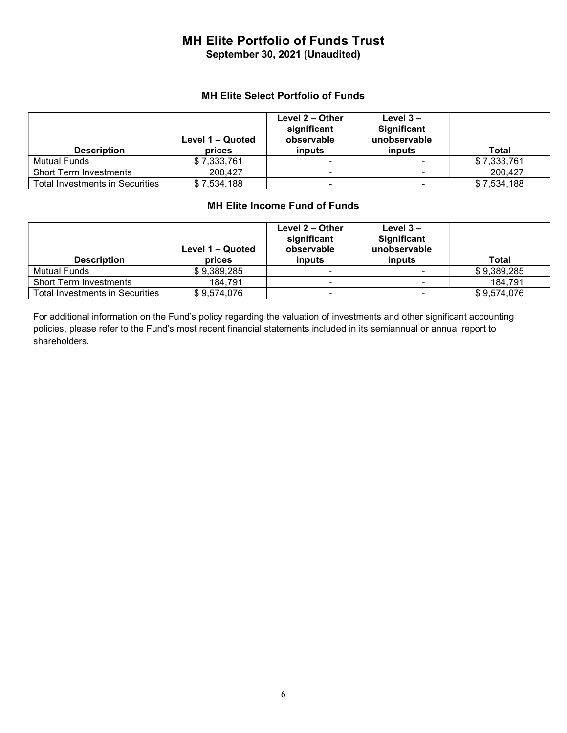# MH Elite Portfolio of Funds Trust

**September 30, 2021 (Unaudited)**

### MH Elite Select Portfolio of Funds

| Description | Level 1 – Quoted prices | Level 2 – Other significant observable inputs | Level 3 – Significant unobservable inputs | Total |
|---|---|---|---|---|
| Mutual Funds | $ 7,333,761 | - | - | $ 7,333,761 |
| Short Term Investments | 200,427 | - | - | 200,427 |
| Total Investments in Securities | $ 7,534,188 | - | - | $ 7,534,188 |

### MH Elite Income Fund of Funds

| Description | Level 1 – Quoted prices | Level 2 – Other significant observable inputs | Level 3 – Significant unobservable inputs | Total |
|---|---|---|---|---|
| Mutual Funds | $ 9,389,285 | - | - | $ 9,389,285 |
| Short Term Investments | 184,791 | - | - | 184,791 |
| Total Investments in Securities | $ 9,574,076 | - | - | $ 9,574,076 |

For additional information on the Fund's policy regarding the valuation of investments and other significant accounting policies, please refer to the Fund's most recent financial statements included in its semiannual or annual report to shareholders.